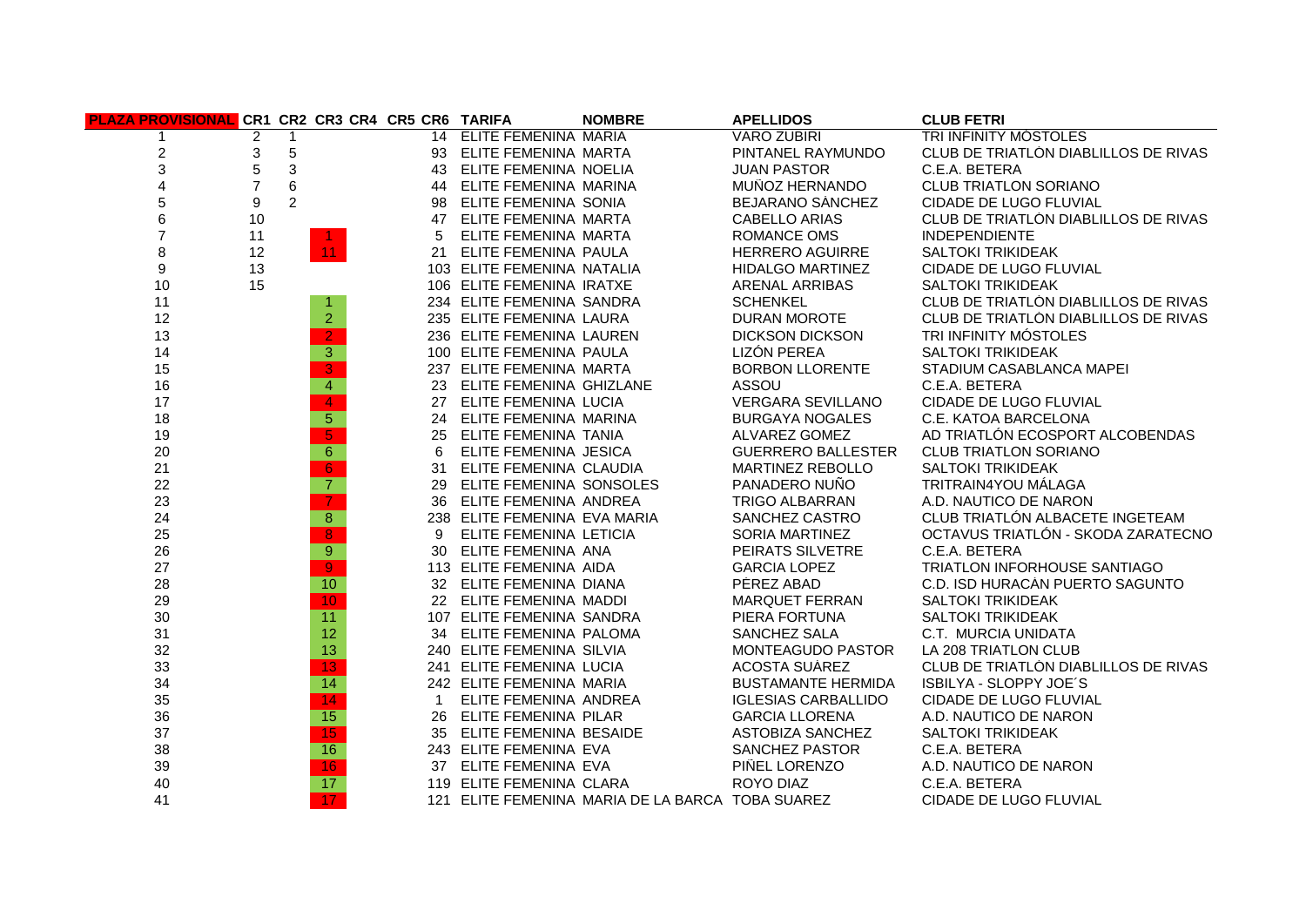| PLAZA PROVISIONAL | CR1 | CR2 | CR3 | CR4 | CR5 | CR6 | TARIFA | NOMBRE | APELLIDOS | CLUB FETRI |
|---|---|---|---|---|---|---|---|---|---|---|
| 1 | 2 | 1 | | | | 14 | ELITE FEMENINA | MARIA | VARO ZUBIRI | TRI INFINITY MÓSTOLES |
| 2 | 3 | 5 | | | | 93 | ELITE FEMENINA | MARTA | PINTANEL RAYMUNDO | CLUB DE TRIATLÒN DIABLILLOS DE RIVAS |
| 3 | 5 | 3 | | | | 43 | ELITE FEMENINA | NOELIA | JUAN PASTOR | C.E.A. BETERA |
| 4 | 7 | 6 | | | | 44 | ELITE FEMENINA | MARINA | MUÑOZ HERNANDO | CLUB TRIATLON SORIANO |
| 5 | 9 | 2 | | | | 98 | ELITE FEMENINA | SONIA | BEJARANO SÀNCHEZ | CIDADE DE LUGO FLUVIAL |
| 6 | 10 | | | | | 47 | ELITE FEMENINA | MARTA | CABELLO ARIAS | CLUB DE TRIATLÒN DIABLILLOS DE RIVAS |
| 7 | 11 | | 1 | | | 5 | ELITE FEMENINA | MARTA | ROMANCE OMS | INDEPENDIENTE |
| 8 | 12 | | 11 | | | 21 | ELITE FEMENINA | PAULA | HERRERO AGUIRRE | SALTOKI TRIKIDEAK |
| 9 | 13 | | | | | 103 | ELITE FEMENINA | NATALIA | HIDALGO MARTINEZ | CIDADE DE LUGO FLUVIAL |
| 10 | 15 | | | | | 106 | ELITE FEMENINA | IRATXE | ARENAL ARRIBAS | SALTOKI TRIKIDEAK |
| 11 | | | 1 | | | 234 | ELITE FEMENINA | SANDRA | SCHENKEL | CLUB DE TRIATLÒN DIABLILLOS DE RIVAS |
| 12 | | | 2 | | | 235 | ELITE FEMENINA | LAURA | DURAN MOROTE | CLUB DE TRIATLÒN DIABLILLOS DE RIVAS |
| 13 | | | 2 | | | 236 | ELITE FEMENINA | LAUREN | DICKSON DICKSON | TRI INFINITY MÓSTOLES |
| 14 | | | 3 | | | 100 | ELITE FEMENINA | PAULA | LIZÓN PEREA | SALTOKI TRIKIDEAK |
| 15 | | | 3 | | | 237 | ELITE FEMENINA | MARTA | BORBON LLORENTE | STADIUM CASABLANCA MAPEI |
| 16 | | | 4 | | | 23 | ELITE FEMENINA | GHIZLANE | ASSOU | C.E.A. BETERA |
| 17 | | | 4 | | | 27 | ELITE FEMENINA | LUCIA | VERGARA SEVILLANO | CIDADE DE LUGO FLUVIAL |
| 18 | | | 5 | | | 24 | ELITE FEMENINA | MARINA | BURGAYA NOGALES | C.E. KATOA BARCELONA |
| 19 | | | 5 | | | 25 | ELITE FEMENINA | TANIA | ALVAREZ GOMEZ | AD TRIATLÓN ECOSPORT ALCOBENDAS |
| 20 | | | 6 | | | 6 | ELITE FEMENINA | JESICA | GUERRERO BALLESTER | CLUB TRIATLON SORIANO |
| 21 | | | 6 | | | 31 | ELITE FEMENINA | CLAUDIA | MARTINEZ REBOLLO | SALTOKI TRIKIDEAK |
| 22 | | | 7 | | | 29 | ELITE FEMENINA | SONSOLES | PANADERO NUÑO | TRITRAIN4YOU MÁLAGA |
| 23 | | | 7 | | | 36 | ELITE FEMENINA | ANDREA | TRIGO ALBARRAN | A.D. NAUTICO DE NARON |
| 24 | | | 8 | | | 238 | ELITE FEMENINA | EVA MARIA | SANCHEZ CASTRO | CLUB TRIATLÓN ALBACETE INGETEAM |
| 25 | | | 8 | | | 9 | ELITE FEMENINA | LETICIA | SORIA MARTINEZ | OCTAVUS TRIATLÓN - SKODA ZARATECNO |
| 26 | | | 9 | | | 30 | ELITE FEMENINA | ANA | PEIRATS SILVETRE | C.E.A. BETERA |
| 27 | | | 9 | | | 113 | ELITE FEMENINA | AIDA | GARCIA LOPEZ | TRIATLON INFORHOUSE SANTIAGO |
| 28 | | | 10 | | | 32 | ELITE FEMENINA | DIANA | PÉREZ ABAD | C.D. ISD HURACÀN PUERTO SAGUNTO |
| 29 | | | 10 | | | 22 | ELITE FEMENINA | MADDI | MARQUET FERRAN | SALTOKI TRIKIDEAK |
| 30 | | | 11 | | | 107 | ELITE FEMENINA | SANDRA | PIERA FORTUNA | SALTOKI TRIKIDEAK |
| 31 | | | 12 | | | 34 | ELITE FEMENINA | PALOMA | SANCHEZ SALA | C.T. MURCIA UNIDATA |
| 32 | | | 13 | | | 240 | ELITE FEMENINA | SILVIA | MONTEAGUDO PASTOR | LA 208 TRIATLON CLUB |
| 33 | | | 13 | | | 241 | ELITE FEMENINA | LUCIA | ACOSTA SUÀREZ | CLUB DE TRIATLÒN DIABLILLOS DE RIVAS |
| 34 | | | 14 | | | 242 | ELITE FEMENINA | MARIA | BUSTAMANTE HERMIDA | ISBILYA - SLOPPY JOE´S |
| 35 | | | 14 | | | 1 | ELITE FEMENINA | ANDREA | IGLESIAS CARBALLIDO | CIDADE DE LUGO FLUVIAL |
| 36 | | | 15 | | | 26 | ELITE FEMENINA | PILAR | GARCIA LLORENA | A.D. NAUTICO DE NARON |
| 37 | | | 15 | | | 35 | ELITE FEMENINA | BESAIDE | ASTOBIZA SANCHEZ | SALTOKI TRIKIDEAK |
| 38 | | | 16 | | | 243 | ELITE FEMENINA | EVA | SANCHEZ PASTOR | C.E.A. BETERA |
| 39 | | | 16 | | | 37 | ELITE FEMENINA | EVA | PIÑEL LORENZO | A.D. NAUTICO DE NARON |
| 40 | | | 17 | | | 119 | ELITE FEMENINA | CLARA | ROYO DIAZ | C.E.A. BETERA |
| 41 | | | 17 | | | 121 | ELITE FEMENINA | MARIA DE LA BARCA | TOBA SUAREZ | CIDADE DE LUGO FLUVIAL |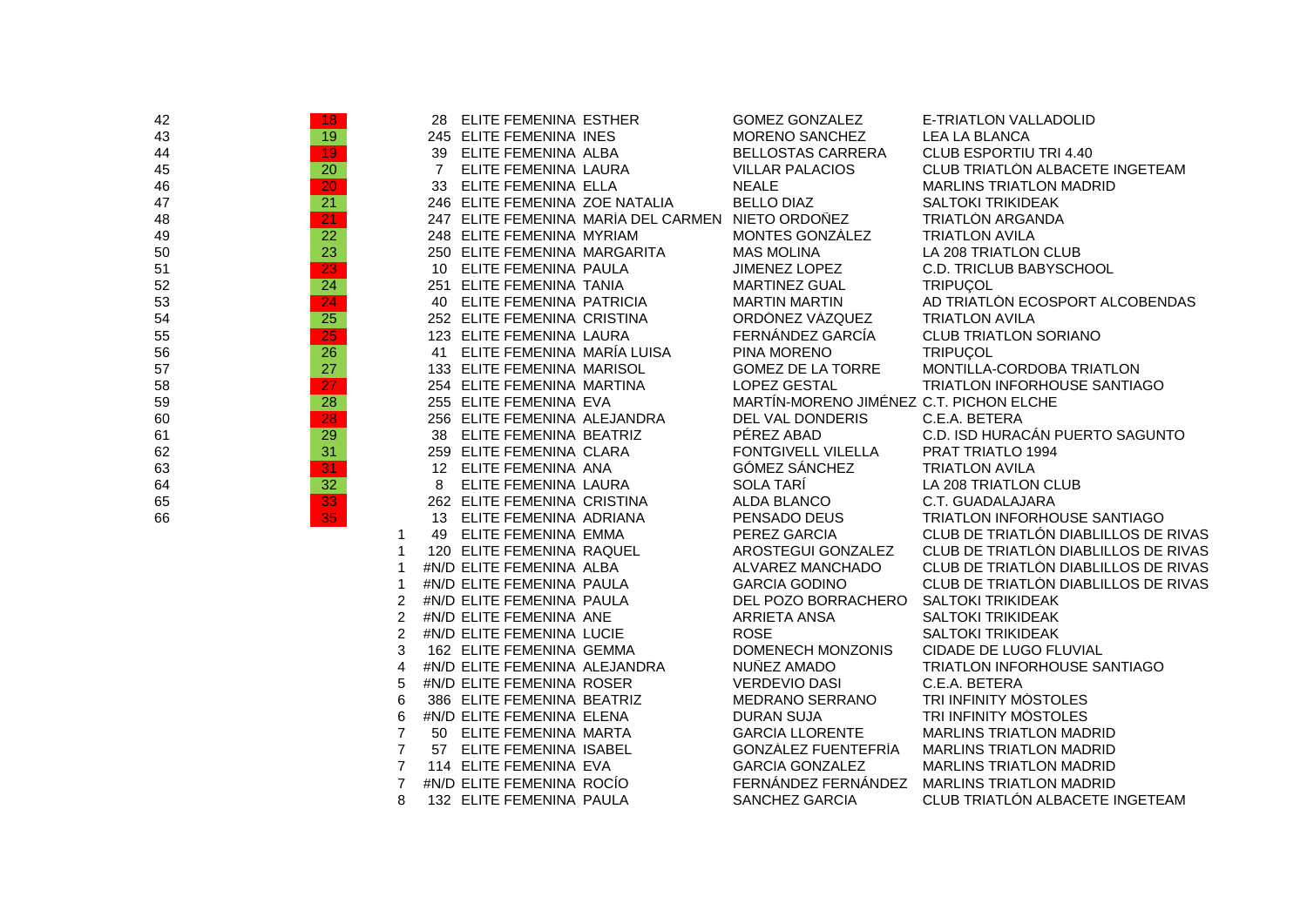| | | | | | | | |
|---|---|---|---|---|---|---|---|
| 42 | 18 | | 28 | ELITE FEMENINA | ESTHER | GOMEZ GONZALEZ | E-TRIATLON VALLADOLID |
| 43 | 19 | | 245 | ELITE FEMENINA | INES | MORENO SANCHEZ | LEA LA BLANCA |
| 44 | 19 | | 39 | ELITE FEMENINA | ALBA | BELLOSTAS CARRERA | CLUB ESPORTIU TRI 4.40 |
| 45 | 20 | | 7 | ELITE FEMENINA | LAURA | VILLAR PALACIOS | CLUB TRIATLÒN ALBACETE INGETEAM |
| 46 | 20 | | 33 | ELITE FEMENINA | ELLA | NEALE | MARLINS TRIATLON MADRID |
| 47 | 21 | | 246 | ELITE FEMENINA | ZOE NATALIA | BELLO DIAZ | SALTOKI TRIKIDEAK |
| 48 | 21 | | 247 | ELITE FEMENINA | MARÌA DEL CARMEN | NIETO ORDOÑEZ | TRIATLÒN ARGANDA |
| 49 | 22 | | 248 | ELITE FEMENINA | MYRIAM | MONTES GONZÀLEZ | TRIATLON AVILA |
| 50 | 23 | | 250 | ELITE FEMENINA | MARGARITA | MAS MOLINA | LA 208 TRIATLON CLUB |
| 51 | 23 | | 10 | ELITE FEMENINA | PAULA | JIMENEZ LOPEZ | C.D. TRICLUB BABYSCHOOL |
| 52 | 24 | | 251 | ELITE FEMENINA | TANIA | MARTINEZ GUAL | TRIPUÇOL |
| 53 | 24 | | 40 | ELITE FEMENINA | PATRICIA | MARTIN MARTIN | AD TRIATLÒN ECOSPORT ALCOBENDAS |
| 54 | 25 | | 252 | ELITE FEMENINA | CRISTINA | ORDÒNEZ VÀZQUEZ | TRIATLON AVILA |
| 55 | 25 | | 123 | ELITE FEMENINA | LAURA | FERNÁNDEZ GARCÍA | CLUB TRIATLON SORIANO |
| 56 | 26 | | 41 | ELITE FEMENINA | MARÍA LUISA | PINA MORENO | TRIPUÇOL |
| 57 | 27 | | 133 | ELITE FEMENINA | MARISOL | GOMEZ DE LA TORRE | MONTILLA-CORDOBA TRIATLON |
| 58 | 27 | | 254 | ELITE FEMENINA | MARTINA | LOPEZ GESTAL | TRIATLON INFORHOUSE SANTIAGO |
| 59 | 28 | | 255 | ELITE FEMENINA | EVA | MARTÍN-MORENO JIMÉNEZ | C.T. PICHON ELCHE |
| 60 | 28 | | 256 | ELITE FEMENINA | ALEJANDRA | DEL VAL DONDERIS | C.E.A. BETERA |
| 61 | 29 | | 38 | ELITE FEMENINA | BEATRIZ | PÉREZ ABAD | C.D. ISD HURACÁN PUERTO SAGUNTO |
| 62 | 31 | | 259 | ELITE FEMENINA | CLARA | FONTGIVELL VILELLA | PRAT TRIATLO 1994 |
| 63 | 31 | | 12 | ELITE FEMENINA | ANA | GÓMEZ SÁNCHEZ | TRIATLON AVILA |
| 64 | 32 | | 8 | ELITE FEMENINA | LAURA | SOLA TARÍ | LA 208 TRIATLON CLUB |
| 65 | 33 | | 262 | ELITE FEMENINA | CRISTINA | ALDA BLANCO | C.T. GUADALAJARA |
| 66 | 35 | | 13 | ELITE FEMENINA | ADRIANA | PENSADO DEUS | TRIATLON INFORHOUSE SANTIAGO |
| | | 1 | 49 | ELITE FEMENINA | EMMA | PEREZ GARCIA | CLUB DE TRIATLÓN DIABLILLOS DE RIVAS |
| | | 1 | 120 | ELITE FEMENINA | RAQUEL | AROSTEGUI GONZALEZ | CLUB DE TRIATLÒN DIABLILLOS DE RIVAS |
| | | 1 | #N/D | ELITE FEMENINA | ALBA | ALVAREZ MANCHADO | CLUB DE TRIATLÒN DIABLILLOS DE RIVAS |
| | | 1 | #N/D | ELITE FEMENINA | PAULA | GARCIA GODINO | CLUB DE TRIATLÒN DIABLILLOS DE RIVAS |
| | | 2 | #N/D | ELITE FEMENINA | PAULA | DEL POZO BORRACHERO | SALTOKI TRIKIDEAK |
| | | 2 | #N/D | ELITE FEMENINA | ANE | ARRIETA ANSA | SALTOKI TRIKIDEAK |
| | | 2 | #N/D | ELITE FEMENINA | LUCIE | ROSE | SALTOKI TRIKIDEAK |
| | | 3 | 162 | ELITE FEMENINA | GEMMA | DOMENECH MONZONIS | CIDADE DE LUGO FLUVIAL |
| | | 4 | #N/D | ELITE FEMENINA | ALEJANDRA | NUÑEZ AMADO | TRIATLON INFORHOUSE SANTIAGO |
| | | 5 | #N/D | ELITE FEMENINA | ROSER | VERDEVIO DASI | C.E.A. BETERA |
| | | 6 | 386 | ELITE FEMENINA | BEATRIZ | MEDRANO SERRANO | TRI INFINITY MÒSTOLES |
| | | 6 | #N/D | ELITE FEMENINA | ELENA | DURAN SUJA | TRI INFINITY MÒSTOLES |
| | | 7 | 50 | ELITE FEMENINA | MARTA | GARCIA LLORENTE | MARLINS TRIATLON MADRID |
| | | 7 | 57 | ELITE FEMENINA | ISABEL | GONZÁLEZ FUENTEFRÍA | MARLINS TRIATLON MADRID |
| | | 7 | 114 | ELITE FEMENINA | EVA | GARCIA GONZALEZ | MARLINS TRIATLON MADRID |
| | | 7 | #N/D | ELITE FEMENINA | ROCÍO | FERNÁNDEZ FERNÁNDEZ | MARLINS TRIATLON MADRID |
| | | 8 | 132 | ELITE FEMENINA | PAULA | SANCHEZ GARCIA | CLUB TRIATLÓN ALBACETE INGETEAM |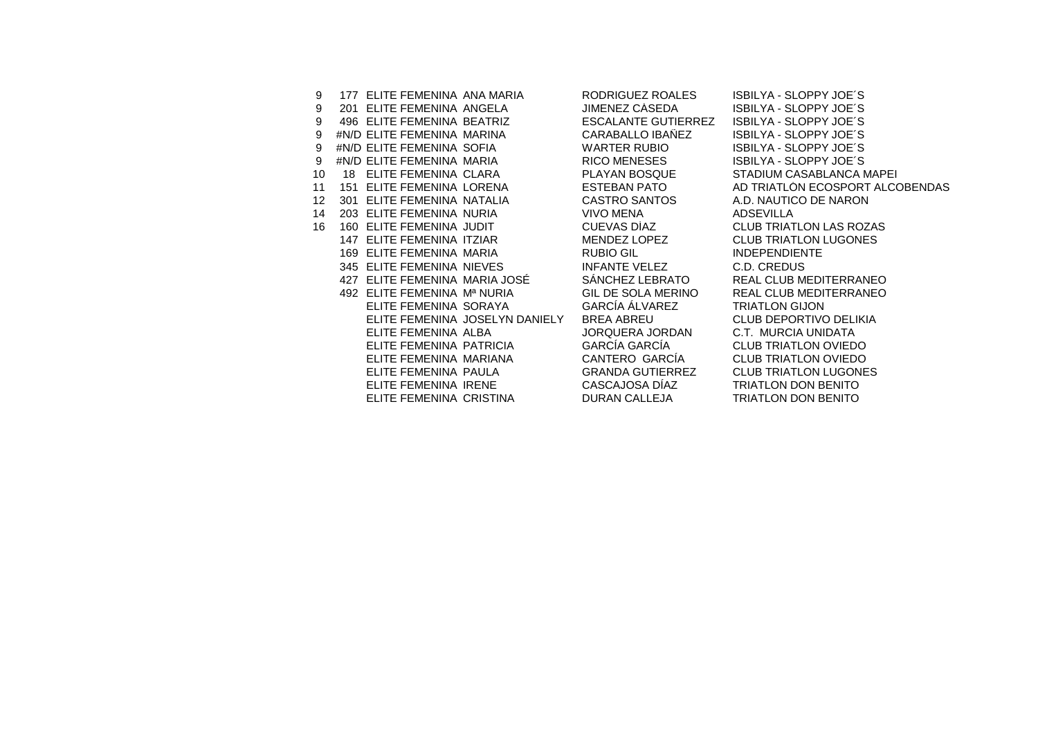| | | | | | |
|---|---|---|---|---|---|
| 9 | 177 | ELITE FEMENINA | ANA MARIA | RODRIGUEZ ROALES | ISBILYA - SLOPPY JOE´S |
| 9 | 201 | ELITE FEMENINA | ANGELA | JIMENEZ CÁSEDA | ISBILYA - SLOPPY JOE´S |
| 9 | 496 | ELITE FEMENINA | BEATRIZ | ESCALANTE GUTIERREZ | ISBILYA - SLOPPY JOE´S |
| 9 | #N/D | ELITE FEMENINA | MARINA | CARABALLO IBAÑEZ | ISBILYA - SLOPPY JOE´S |
| 9 | #N/D | ELITE FEMENINA | SOFIA | WARTER RUBIO | ISBILYA - SLOPPY JOE´S |
| 9 | #N/D | ELITE FEMENINA | MARIA | RICO MENESES | ISBILYA - SLOPPY JOE´S |
| 10 | 18 | ELITE FEMENINA | CLARA | PLAYAN BOSQUE | STADIUM CASABLANCA MAPEI |
| 11 | 151 | ELITE FEMENINA | LORENA | ESTEBAN PATO | AD TRIATLÓN ECOSPORT ALCOBENDAS |
| 12 | 301 | ELITE FEMENINA | NATALIA | CASTRO SANTOS | A.D. NAUTICO DE NARON |
| 14 | 203 | ELITE FEMENINA | NURIA | VIVO MENA | ADSEVILLA |
| 16 | 160 | ELITE FEMENINA | JUDIT | CUEVAS DÌAZ | CLUB TRIATLON LAS ROZAS |
| | 147 | ELITE FEMENINA | ITZIAR | MENDEZ LOPEZ | CLUB TRIATLON LUGONES |
| | 169 | ELITE FEMENINA | MARIA | RUBIO GIL | INDEPENDIENTE |
| | 345 | ELITE FEMENINA | NIEVES | INFANTE VELEZ | C.D. CREDUS |
| | 427 | ELITE FEMENINA | MARIA JOSÉ | SÁNCHEZ LEBRATO | REAL CLUB MEDITERRANEO |
| | 492 | ELITE FEMENINA | Mª NURIA | GIL DE SOLA MERINO | REAL CLUB MEDITERRANEO |
| | | ELITE FEMENINA | SORAYA | GARCÍA ÁLVAREZ | TRIATLON GIJON |
| | | ELITE FEMENINA | JOSELYN DANIELY | BREA ABREU | CLUB DEPORTIVO DELIKIA |
| | | ELITE FEMENINA | ALBA | JORQUERA JORDAN | C.T. MURCIA UNIDATA |
| | | ELITE FEMENINA | PATRICIA | GARCÍA GARCÍA | CLUB TRIATLON OVIEDO |
| | | ELITE FEMENINA | MARIANA | CANTERO GARCÍA | CLUB TRIATLON OVIEDO |
| | | ELITE FEMENINA | PAULA | GRANDA GUTIERREZ | CLUB TRIATLON LUGONES |
| | | ELITE FEMENINA | IRENE | CASCAJOSA DÍAZ | TRIATLON DON BENITO |
| | | ELITE FEMENINA | CRISTINA | DURAN CALLEJA | TRIATLON DON BENITO |